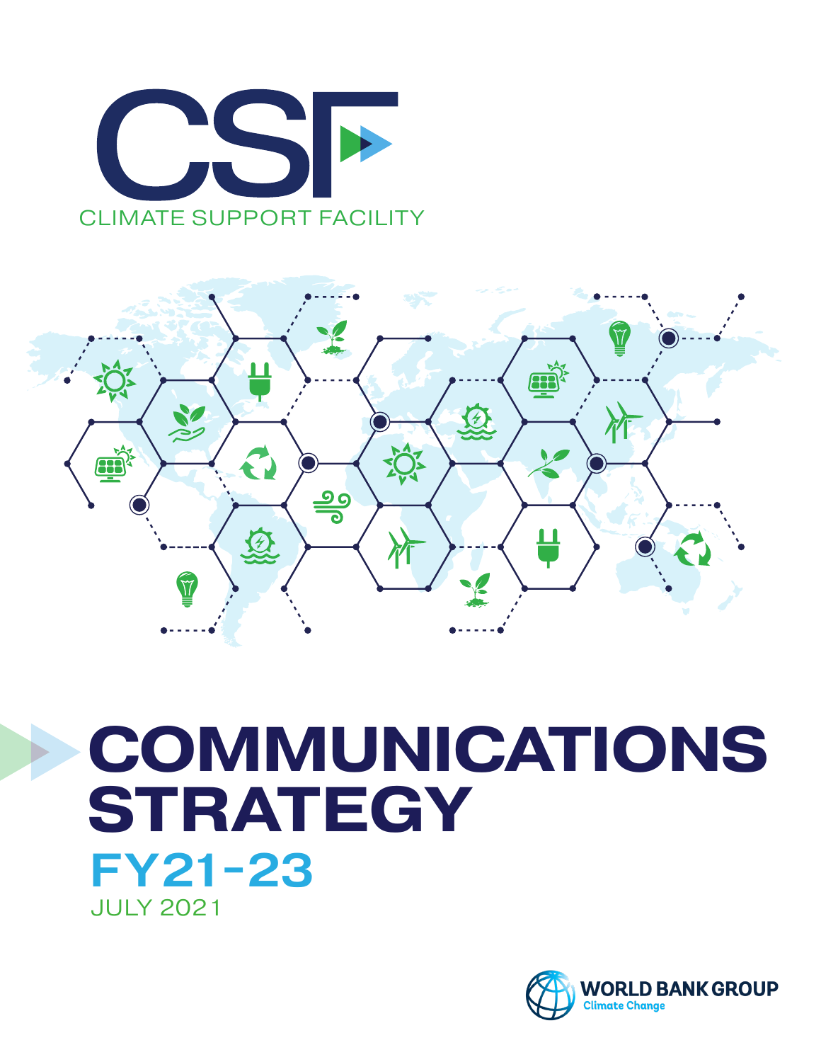# CSF

CLIMATE SUPPORT FACILITY

# COMMUNICATIONS STRATEGY

## FY21-23

JULY 2021

WORLD BANK GROUP
Climate Change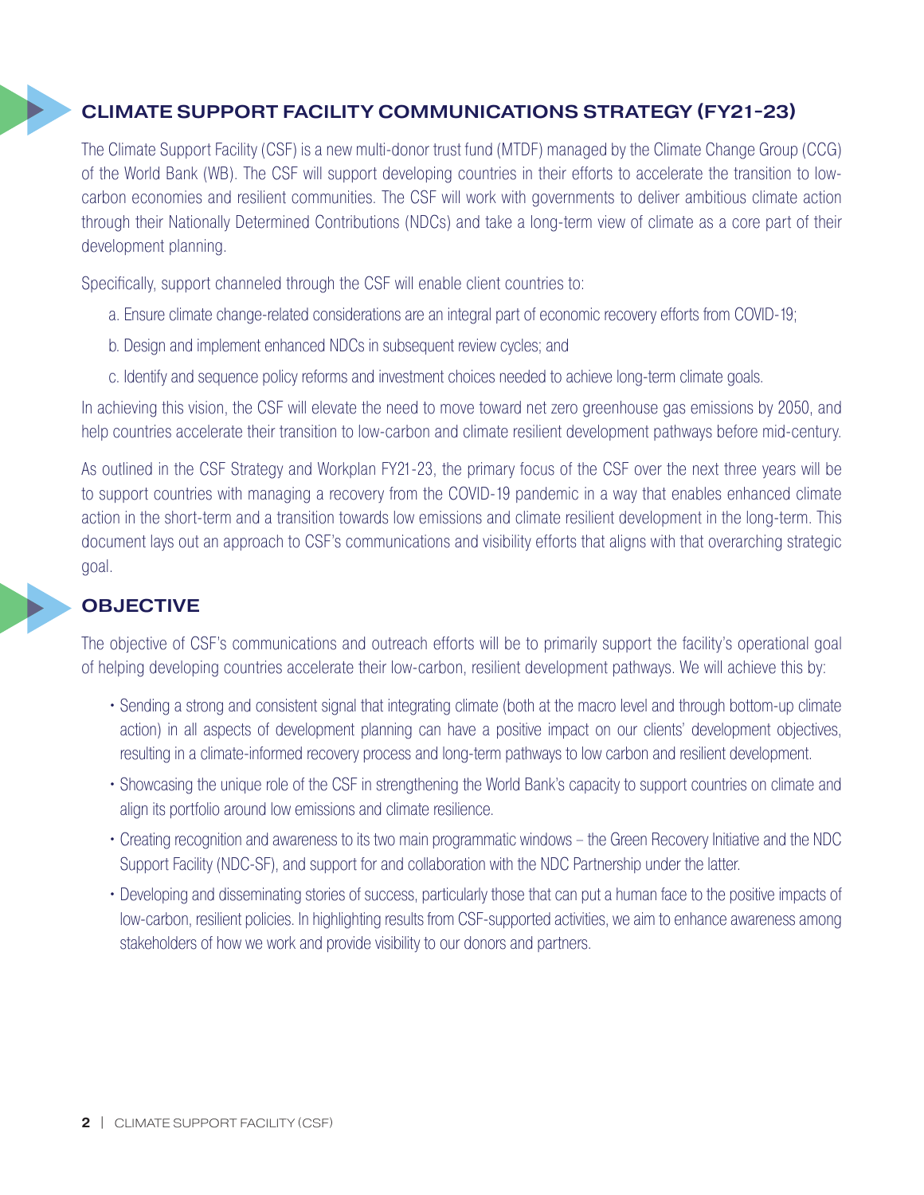## CLIMATE SUPPORT FACILITY COMMUNICATIONS STRATEGY (FY21-23)

The Climate Support Facility (CSF) is a new multi-donor trust fund (MTDF) managed by the Climate Change Group (CCG) of the World Bank (WB). The CSF will support developing countries in their efforts to accelerate the transition to low-carbon economies and resilient communities. The CSF will work with governments to deliver ambitious climate action through their Nationally Determined Contributions (NDCs) and take a long-term view of climate as a core part of their development planning.

Specifically, support channeled through the CSF will enable client countries to:

a. Ensure climate change-related considerations are an integral part of economic recovery efforts from COVID-19;

b. Design and implement enhanced NDCs in subsequent review cycles; and

c. Identify and sequence policy reforms and investment choices needed to achieve long-term climate goals.

In achieving this vision, the CSF will elevate the need to move toward net zero greenhouse gas emissions by 2050, and help countries accelerate their transition to low-carbon and climate resilient development pathways before mid-century.

As outlined in the CSF Strategy and Workplan FY21-23, the primary focus of the CSF over the next three years will be to support countries with managing a recovery from the COVID-19 pandemic in a way that enables enhanced climate action in the short-term and a transition towards low emissions and climate resilient development in the long-term. This document lays out an approach to CSF's communications and visibility efforts that aligns with that overarching strategic goal.

## OBJECTIVE

The objective of CSF's communications and outreach efforts will be to primarily support the facility's operational goal of helping developing countries accelerate their low-carbon, resilient development pathways. We will achieve this by:

- Sending a strong and consistent signal that integrating climate (both at the macro level and through bottom-up climate action) in all aspects of development planning can have a positive impact on our clients' development objectives, resulting in a climate-informed recovery process and long-term pathways to low carbon and resilient development.
- Showcasing the unique role of the CSF in strengthening the World Bank's capacity to support countries on climate and align its portfolio around low emissions and climate resilience.
- Creating recognition and awareness to its two main programmatic windows – the Green Recovery Initiative and the NDC Support Facility (NDC-SF), and support for and collaboration with the NDC Partnership under the latter.
- Developing and disseminating stories of success, particularly those that can put a human face to the positive impacts of low-carbon, resilient policies. In highlighting results from CSF-supported activities, we aim to enhance awareness among stakeholders of how we work and provide visibility to our donors and partners.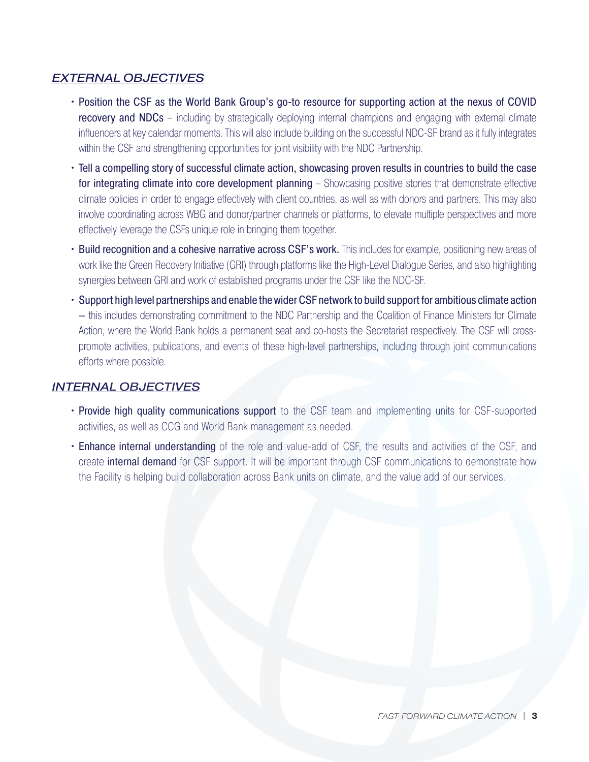## *EXTERNAL OBJECTIVES*

- **Position the CSF as the World Bank Group's go-to resource for supporting action at the nexus of COVID recovery and NDCs** – including by strategically deploying internal champions and engaging with external climate influencers at key calendar moments. This will also include building on the successful NDC-SF brand as it fully integrates within the CSF and strengthening opportunities for joint visibility with the NDC Partnership.
- **Tell a compelling story of successful climate action, showcasing proven results in countries to build the case for integrating climate into core development planning** – Showcasing positive stories that demonstrate effective climate policies in order to engage effectively with client countries, as well as with donors and partners. This may also involve coordinating across WBG and donor/partner channels or platforms, to elevate multiple perspectives and more effectively leverage the CSFs unique role in bringing them together.
- **Build recognition and a cohesive narrative across CSF's work.** This includes for example, positioning new areas of work like the Green Recovery Initiative (GRI) through platforms like the High-Level Dialogue Series, and also highlighting synergies between GRI and work of established programs under the CSF like the NDC-SF.
- **Support high level partnerships and enable the wider CSF network to build support for ambitious climate action** – this includes demonstrating commitment to the NDC Partnership and the Coalition of Finance Ministers for Climate Action, where the World Bank holds a permanent seat and co-hosts the Secretariat respectively. The CSF will cross-promote activities, publications, and events of these high-level partnerships, including through joint communications efforts where possible.

## *INTERNAL OBJECTIVES*

- **Provide high quality communications support** to the CSF team and implementing units for CSF-supported activities, as well as CCG and World Bank management as needed.
- **Enhance internal understanding** of the role and value-add of CSF, the results and activities of the CSF, and create **internal demand** for CSF support. It will be important through CSF communications to demonstrate how the Facility is helping build collaboration across Bank units on climate, and the value add of our services.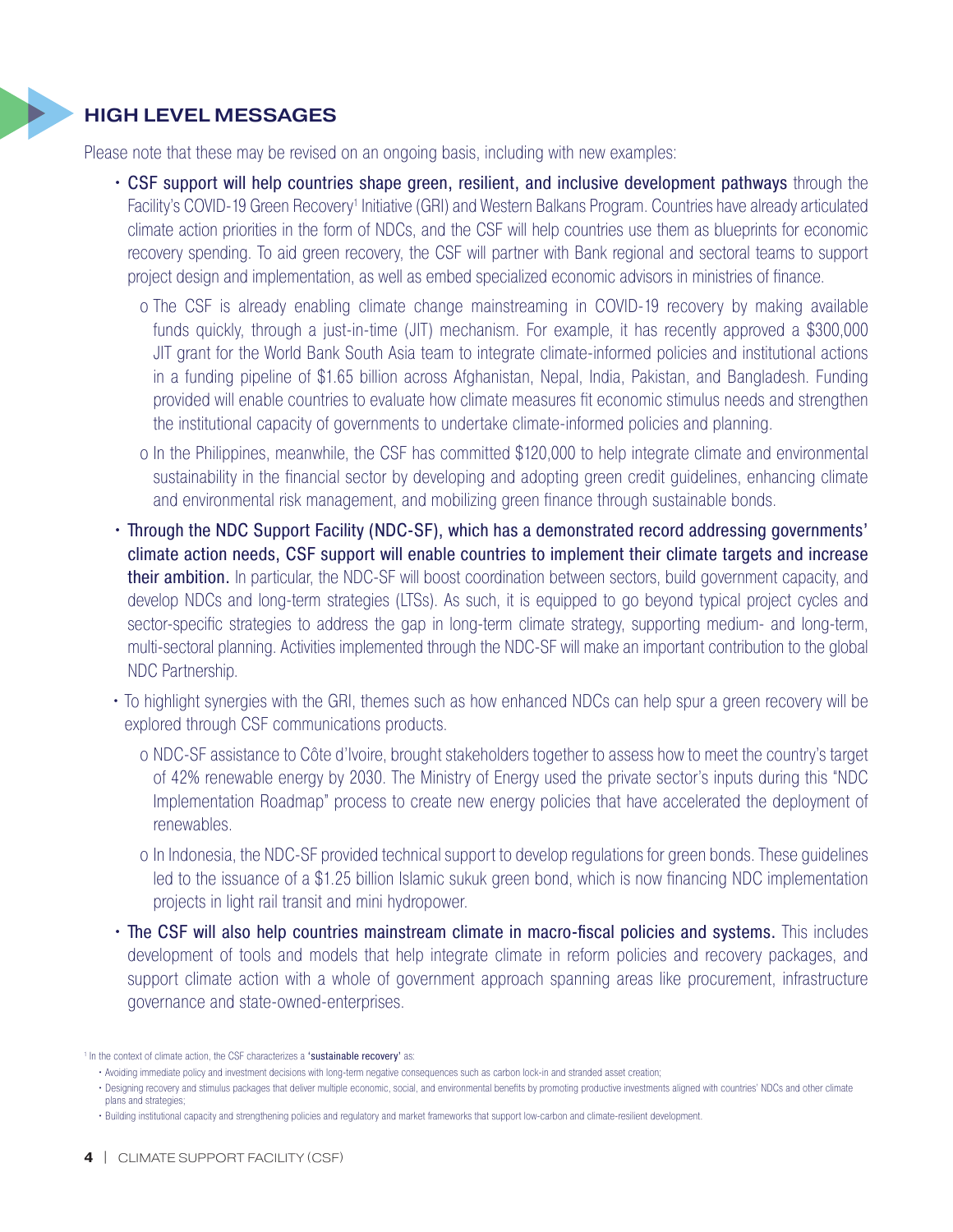## HIGH LEVEL MESSAGES

Please note that these may be revised on an ongoing basis, including with new examples:

- **CSF support will help countries shape green, resilient, and inclusive development pathways** through the Facility's COVID-19 Green Recovery[1] Initiative (GRI) and Western Balkans Program. Countries have already articulated climate action priorities in the form of NDCs, and the CSF will help countries use them as blueprints for economic recovery spending. To aid green recovery, the CSF will partner with Bank regional and sectoral teams to support project design and implementation, as well as embed specialized economic advisors in ministries of finance.
  - The CSF is already enabling climate change mainstreaming in COVID-19 recovery by making available funds quickly, through a just-in-time (JIT) mechanism. For example, it has recently approved a $300,000 JIT grant for the World Bank South Asia team to integrate climate-informed policies and institutional actions in a funding pipeline of $1.65 billion across Afghanistan, Nepal, India, Pakistan, and Bangladesh. Funding provided will enable countries to evaluate how climate measures fit economic stimulus needs and strengthen the institutional capacity of governments to undertake climate-informed policies and planning.
  - In the Philippines, meanwhile, the CSF has committed $120,000 to help integrate climate and environmental sustainability in the financial sector by developing and adopting green credit guidelines, enhancing climate and environmental risk management, and mobilizing green finance through sustainable bonds.
- **Through the NDC Support Facility (NDC-SF), which has a demonstrated record addressing governments' climate action needs, CSF support will enable countries to implement their climate targets and increase their ambition.** In particular, the NDC-SF will boost coordination between sectors, build government capacity, and develop NDCs and long-term strategies (LTSs). As such, it is equipped to go beyond typical project cycles and sector-specific strategies to address the gap in long-term climate strategy, supporting medium- and long-term, multi-sectoral planning. Activities implemented through the NDC-SF will make an important contribution to the global NDC Partnership.
- To highlight synergies with the GRI, themes such as how enhanced NDCs can help spur a green recovery will be explored through CSF communications products.
  - NDC-SF assistance to Côte d'Ivoire, brought stakeholders together to assess how to meet the country's target of 42% renewable energy by 2030. The Ministry of Energy used the private sector's inputs during this "NDC Implementation Roadmap" process to create new energy policies that have accelerated the deployment of renewables.
  - In Indonesia, the NDC-SF provided technical support to develop regulations for green bonds. These guidelines led to the issuance of a $1.25 billion Islamic sukuk green bond, which is now financing NDC implementation projects in light rail transit and mini hydropower.
- **The CSF will also help countries mainstream climate in macro-fiscal policies and systems.** This includes development of tools and models that help integrate climate in reform policies and recovery packages, and support climate action with a whole of government approach spanning areas like procurement, infrastructure governance and state-owned-enterprises.

[1] In the context of climate action, the CSF characterizes a **'sustainable recovery'** as:

- Avoiding immediate policy and investment decisions with long-term negative consequences such as carbon lock-in and stranded asset creation;
- Designing recovery and stimulus packages that deliver multiple economic, social, and environmental benefits by promoting productive investments aligned with countries' NDCs and other climate plans and strategies;
- Building institutional capacity and strengthening policies and regulatory and market frameworks that support low-carbon and climate-resilient development.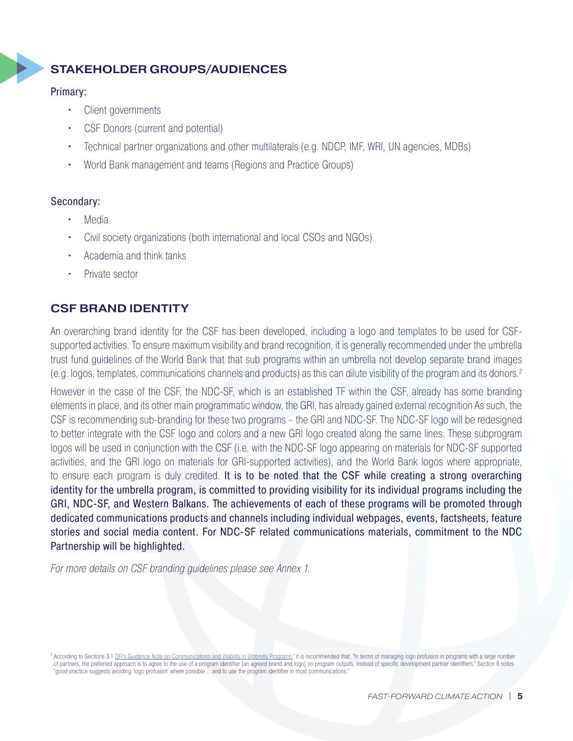## STAKEHOLDER GROUPS/AUDIENCES

Primary:

- Client governments
- CSF Donors (current and potential)
- Technical partner organizations and other multilaterals (e.g. NDCP, IMF, WRI, UN agencies, MDBs)
- World Bank management and teams (Regions and Practice Groups)

Secondary:

- Media
- Civil society organizations (both international and local CSOs and NGOs)
- Academia and think tanks
- Private sector

## CSF BRAND IDENTITY

An overarching brand identity for the CSF has been developed, including a logo and templates to be used for CSF-supported activities. To ensure maximum visibility and brand recognition, it is generally recommended under the umbrella trust fund guidelines of the World Bank that that sub programs within an umbrella not develop separate brand images (e.g. logos, templates, communications channels and products) as this can dilute visibility of the program and its donors.[2]

However in the case of the CSF, the NDC-SF, which is an established TF within the CSF, already has some branding elements in place, and its other main programmatic window, the GRI, has already gained external recognition As such, the CSF is recommending sub-branding for these two programs – the GRI and NDC-SF. The NDC-SF logo will be redesigned to better integrate with the CSF logo and colors and a new GRI logo created along the same lines. These subprogram logos will be used in conjunction with the CSF (i.e. with the NDC-SF logo appearing on materials for NDC-SF supported activities, and the GRI logo on materials for GRI-supported activities), and the World Bank logos where appropriate, to ensure each program is duly credited. It is to be noted that the CSF while creating a strong overarching identity for the umbrella program, is committed to providing visibility for its individual programs including the GRI, NDC-SF, and Western Balkans. The achievements of each of these programs will be promoted through dedicated communications products and channels including individual webpages, events, factsheets, feature stories and social media content. For NDC-SF related communications materials, commitment to the NDC Partnership will be highlighted.

*For more details on CSF branding guidelines please see Annex 1.*

[2] According to Sections 3.1 DFI's Guidance Note on Communications and Visibility in Umbrella Programs," it is recommended that, "In terms of managing logo profusion in programs with a large number of partners, the preferred approach is to agree to the use of a program identifier [an agreed brand and logo] on program outputs, instead of specific development partner identifiers." Section 6 notes "good practice suggests avoiding 'logo profusion' where possible ....and to use the program identifier in most communications."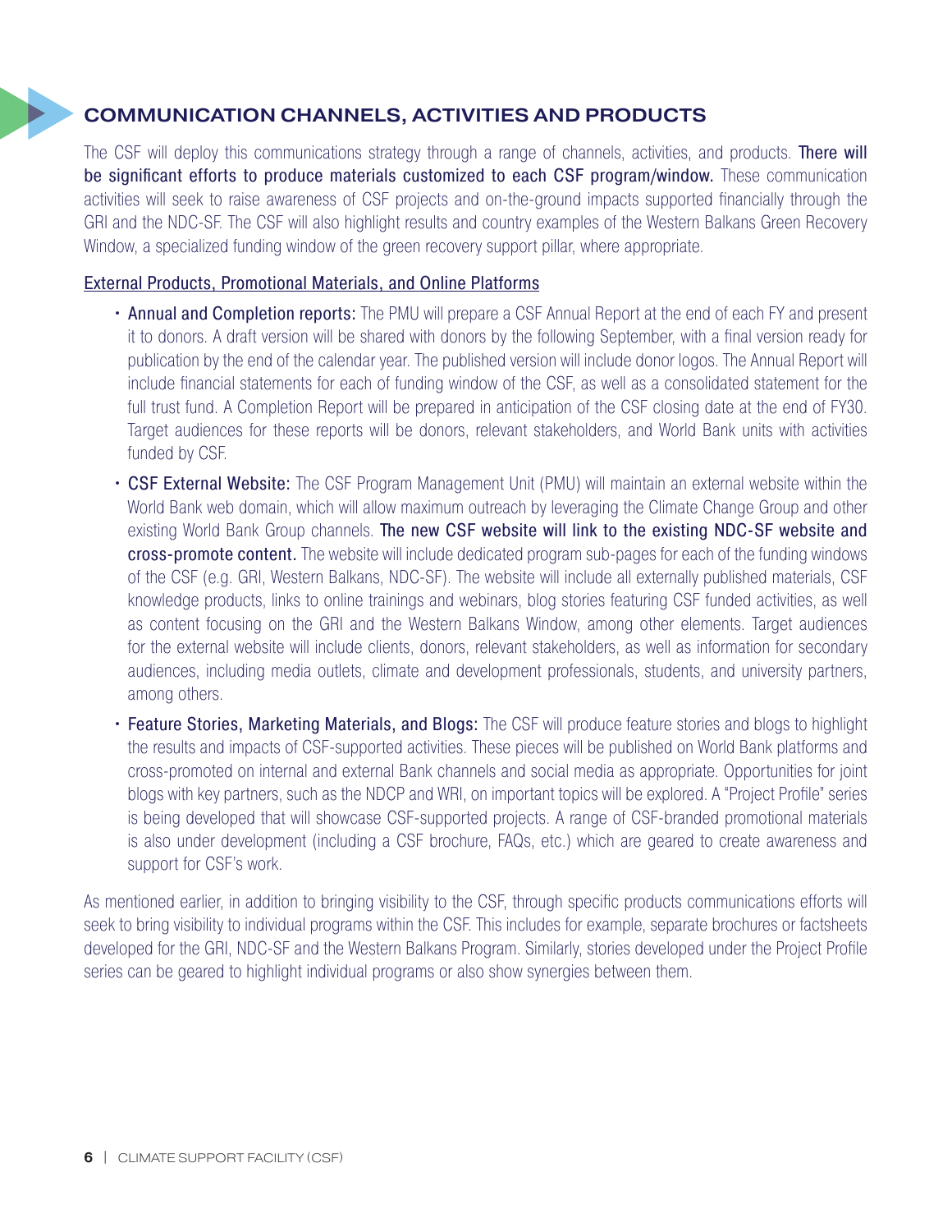## COMMUNICATION CHANNELS, ACTIVITIES AND PRODUCTS

The CSF will deploy this communications strategy through a range of channels, activities, and products. **There will be significant efforts to produce materials customized to each CSF program/window.** These communication activities will seek to raise awareness of CSF projects and on-the-ground impacts supported financially through the GRI and the NDC-SF. The CSF will also highlight results and country examples of the Western Balkans Green Recovery Window, a specialized funding window of the green recovery support pillar, where appropriate.

External Products, Promotional Materials, and Online Platforms

- **Annual and Completion reports:** The PMU will prepare a CSF Annual Report at the end of each FY and present it to donors. A draft version will be shared with donors by the following September, with a final version ready for publication by the end of the calendar year. The published version will include donor logos. The Annual Report will include financial statements for each of funding window of the CSF, as well as a consolidated statement for the full trust fund. A Completion Report will be prepared in anticipation of the CSF closing date at the end of FY30. Target audiences for these reports will be donors, relevant stakeholders, and World Bank units with activities funded by CSF.
- **CSF External Website:** The CSF Program Management Unit (PMU) will maintain an external website within the World Bank web domain, which will allow maximum outreach by leveraging the Climate Change Group and other existing World Bank Group channels. **The new CSF website will link to the existing NDC-SF website and cross-promote content.** The website will include dedicated program sub-pages for each of the funding windows of the CSF (e.g. GRI, Western Balkans, NDC-SF). The website will include all externally published materials, CSF knowledge products, links to online trainings and webinars, blog stories featuring CSF funded activities, as well as content focusing on the GRI and the Western Balkans Window, among other elements. Target audiences for the external website will include clients, donors, relevant stakeholders, as well as information for secondary audiences, including media outlets, climate and development professionals, students, and university partners, among others.
- **Feature Stories, Marketing Materials, and Blogs:** The CSF will produce feature stories and blogs to highlight the results and impacts of CSF-supported activities. These pieces will be published on World Bank platforms and cross-promoted on internal and external Bank channels and social media as appropriate. Opportunities for joint blogs with key partners, such as the NDCP and WRI, on important topics will be explored. A "Project Profile" series is being developed that will showcase CSF-supported projects. A range of CSF-branded promotional materials is also under development (including a CSF brochure, FAQs, etc.) which are geared to create awareness and support for CSF's work.

As mentioned earlier, in addition to bringing visibility to the CSF, through specific products communications efforts will seek to bring visibility to individual programs within the CSF. This includes for example, separate brochures or factsheets developed for the GRI, NDC-SF and the Western Balkans Program. Similarly, stories developed under the Project Profile series can be geared to highlight individual programs or also show synergies between them.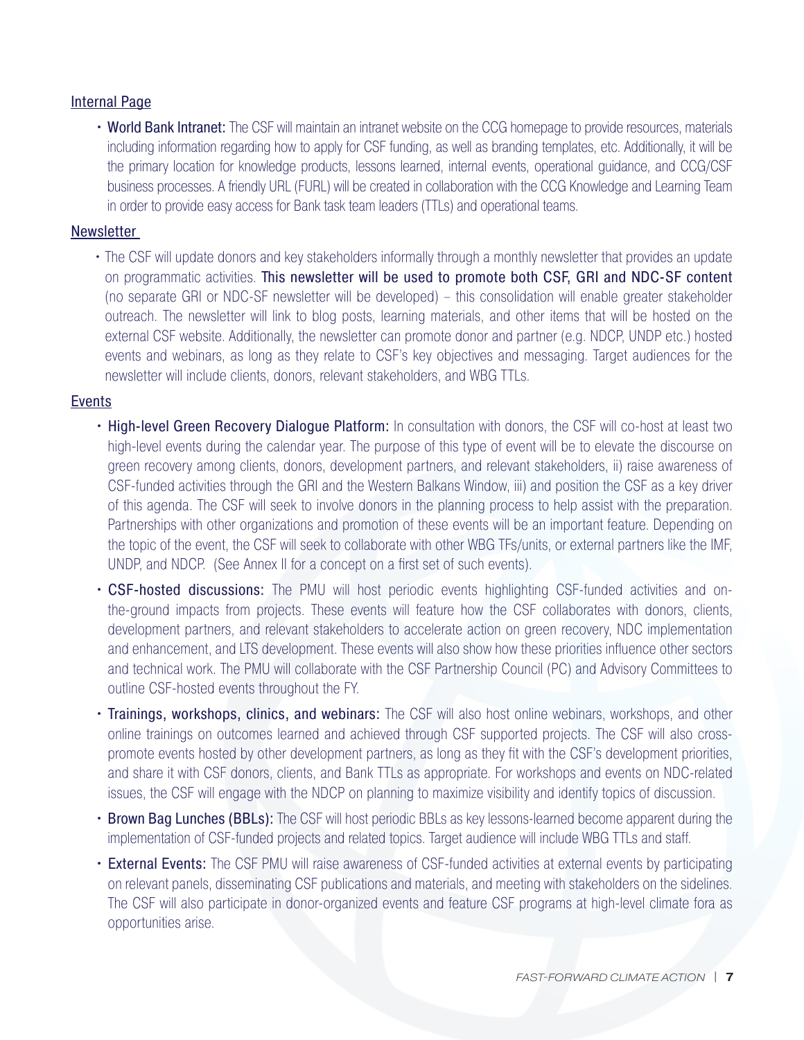## Internal Page

- **World Bank Intranet:** The CSF will maintain an intranet website on the CCG homepage to provide resources, materials including information regarding how to apply for CSF funding, as well as branding templates, etc. Additionally, it will be the primary location for knowledge products, lessons learned, internal events, operational guidance, and CCG/CSF business processes. A friendly URL (FURL) will be created in collaboration with the CCG Knowledge and Learning Team in order to provide easy access for Bank task team leaders (TTLs) and operational teams.

## Newsletter

- The CSF will update donors and key stakeholders informally through a monthly newsletter that provides an update on programmatic activities. **This newsletter will be used to promote both CSF, GRI and NDC-SF content** (no separate GRI or NDC-SF newsletter will be developed) – this consolidation will enable greater stakeholder outreach. The newsletter will link to blog posts, learning materials, and other items that will be hosted on the external CSF website. Additionally, the newsletter can promote donor and partner (e.g. NDCP, UNDP etc.) hosted events and webinars, as long as they relate to CSF's key objectives and messaging. Target audiences for the newsletter will include clients, donors, relevant stakeholders, and WBG TTLs.

## Events

- **High-level Green Recovery Dialogue Platform:** In consultation with donors, the CSF will co-host at least two high-level events during the calendar year. The purpose of this type of event will be to elevate the discourse on green recovery among clients, donors, development partners, and relevant stakeholders, ii) raise awareness of CSF-funded activities through the GRI and the Western Balkans Window, iii) and position the CSF as a key driver of this agenda. The CSF will seek to involve donors in the planning process to help assist with the preparation. Partnerships with other organizations and promotion of these events will be an important feature. Depending on the topic of the event, the CSF will seek to collaborate with other WBG TFs/units, or external partners like the IMF, UNDP, and NDCP. (See Annex II for a concept on a first set of such events).
- **CSF-hosted discussions:** The PMU will host periodic events highlighting CSF-funded activities and on-the-ground impacts from projects. These events will feature how the CSF collaborates with donors, clients, development partners, and relevant stakeholders to accelerate action on green recovery, NDC implementation and enhancement, and LTS development. These events will also show how these priorities influence other sectors and technical work. The PMU will collaborate with the CSF Partnership Council (PC) and Advisory Committees to outline CSF-hosted events throughout the FY.
- **Trainings, workshops, clinics, and webinars:** The CSF will also host online webinars, workshops, and other online trainings on outcomes learned and achieved through CSF supported projects. The CSF will also cross-promote events hosted by other development partners, as long as they fit with the CSF's development priorities, and share it with CSF donors, clients, and Bank TTLs as appropriate. For workshops and events on NDC-related issues, the CSF will engage with the NDCP on planning to maximize visibility and identify topics of discussion.
- **Brown Bag Lunches (BBLs):** The CSF will host periodic BBLs as key lessons-learned become apparent during the implementation of CSF-funded projects and related topics. Target audience will include WBG TTLs and staff.
- **External Events:** The CSF PMU will raise awareness of CSF-funded activities at external events by participating on relevant panels, disseminating CSF publications and materials, and meeting with stakeholders on the sidelines. The CSF will also participate in donor-organized events and feature CSF programs at high-level climate fora as opportunities arise.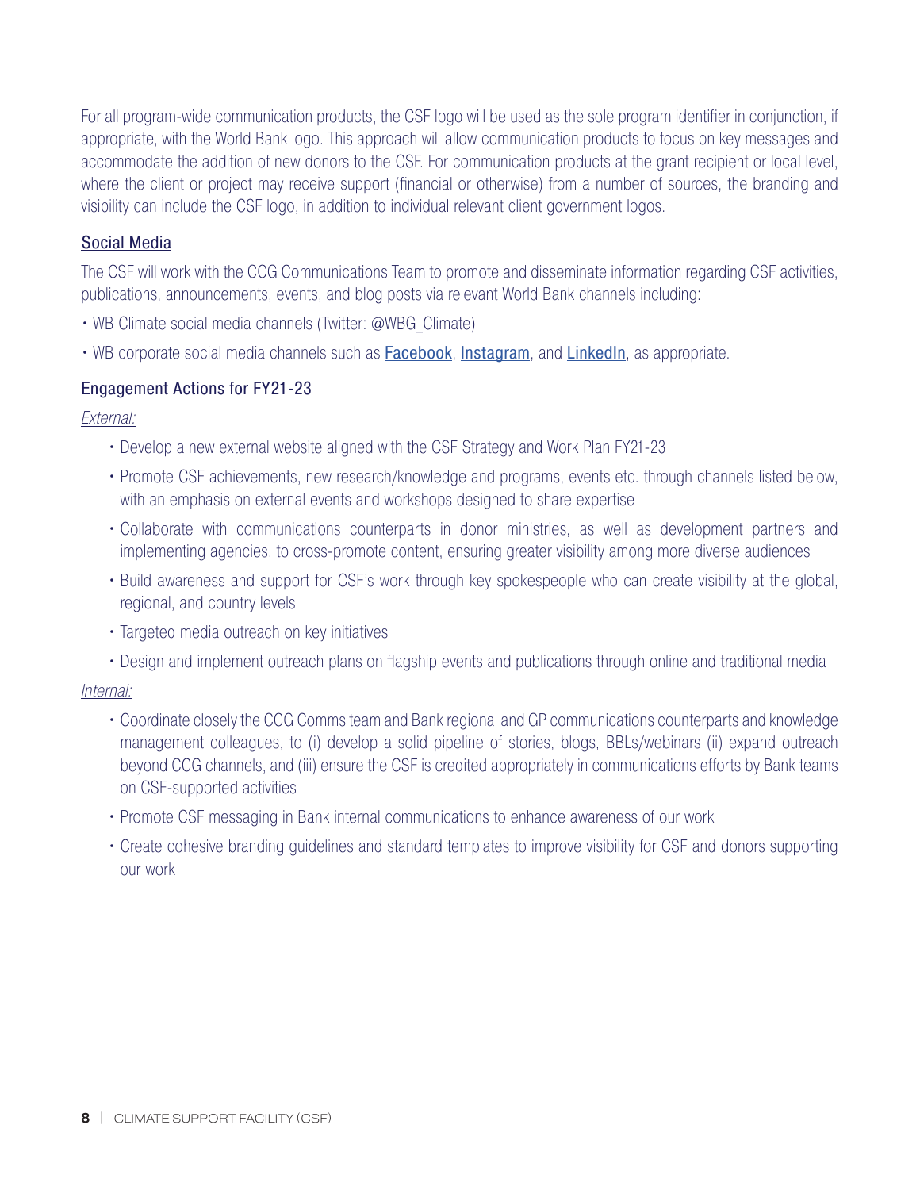For all program-wide communication products, the CSF logo will be used as the sole program identifier in conjunction, if appropriate, with the World Bank logo. This approach will allow communication products to focus on key messages and accommodate the addition of new donors to the CSF. For communication products at the grant recipient or local level, where the client or project may receive support (financial or otherwise) from a number of sources, the branding and visibility can include the CSF logo, in addition to individual relevant client government logos.

## Social Media

The CSF will work with the CCG Communications Team to promote and disseminate information regarding CSF activities, publications, announcements, events, and blog posts via relevant World Bank channels including:

- WB Climate social media channels (Twitter: @WBG_Climate)
- WB corporate social media channels such as Facebook, Instagram, and LinkedIn, as appropriate.

## Engagement Actions for FY21-23

*External:*

- Develop a new external website aligned with the CSF Strategy and Work Plan FY21-23
- Promote CSF achievements, new research/knowledge and programs, events etc. through channels listed below, with an emphasis on external events and workshops designed to share expertise
- Collaborate with communications counterparts in donor ministries, as well as development partners and implementing agencies, to cross-promote content, ensuring greater visibility among more diverse audiences
- Build awareness and support for CSF's work through key spokespeople who can create visibility at the global, regional, and country levels
- Targeted media outreach on key initiatives
- Design and implement outreach plans on flagship events and publications through online and traditional media

*Internal:*

- Coordinate closely the CCG Comms team and Bank regional and GP communications counterparts and knowledge management colleagues, to (i) develop a solid pipeline of stories, blogs, BBLs/webinars (ii) expand outreach beyond CCG channels, and (iii) ensure the CSF is credited appropriately in communications efforts by Bank teams on CSF-supported activities
- Promote CSF messaging in Bank internal communications to enhance awareness of our work
- Create cohesive branding guidelines and standard templates to improve visibility for CSF and donors supporting our work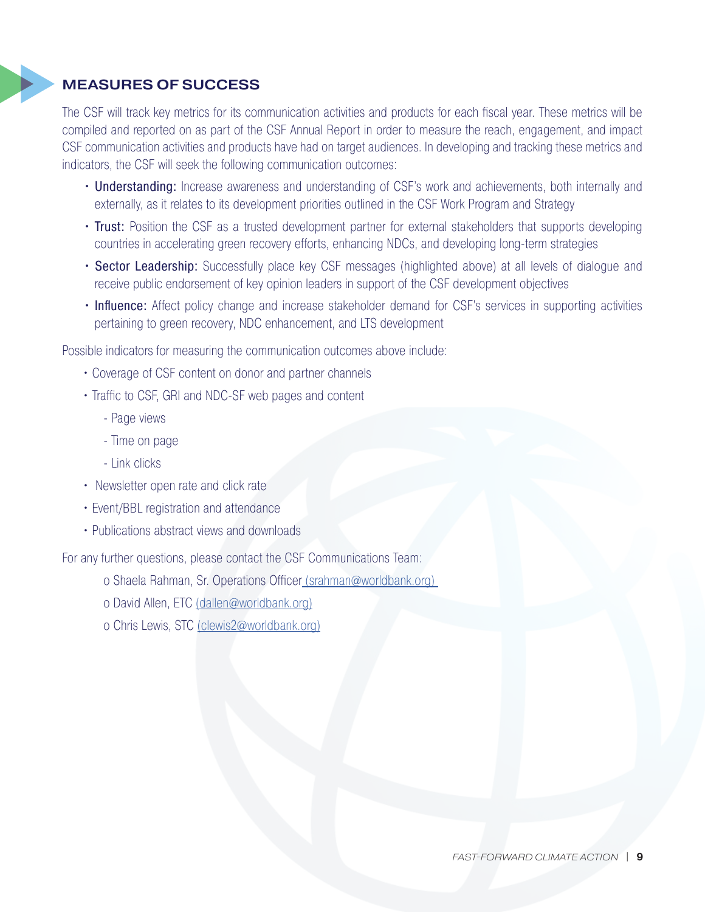## MEASURES OF SUCCESS

The CSF will track key metrics for its communication activities and products for each fiscal year. These metrics will be compiled and reported on as part of the CSF Annual Report in order to measure the reach, engagement, and impact CSF communication activities and products have had on target audiences. In developing and tracking these metrics and indicators, the CSF will seek the following communication outcomes:

- Understanding: Increase awareness and understanding of CSF's work and achievements, both internally and externally, as it relates to its development priorities outlined in the CSF Work Program and Strategy
- Trust: Position the CSF as a trusted development partner for external stakeholders that supports developing countries in accelerating green recovery efforts, enhancing NDCs, and developing long-term strategies
- Sector Leadership: Successfully place key CSF messages (highlighted above) at all levels of dialogue and receive public endorsement of key opinion leaders in support of the CSF development objectives
- Influence: Affect policy change and increase stakeholder demand for CSF's services in supporting activities pertaining to green recovery, NDC enhancement, and LTS development

Possible indicators for measuring the communication outcomes above include:

- Coverage of CSF content on donor and partner channels
- Traffic to CSF, GRI and NDC-SF web pages and content
  - Page views
  - Time on page
  - Link clicks
- Newsletter open rate and click rate
- Event/BBL registration and attendance
- Publications abstract views and downloads

For any further questions, please contact the CSF Communications Team:

- Shaela Rahman, Sr. Operations Officer (srahman@worldbank.org)
- David Allen, ETC (dallen@worldbank.org)
- Chris Lewis, STC (clewis2@worldbank.org)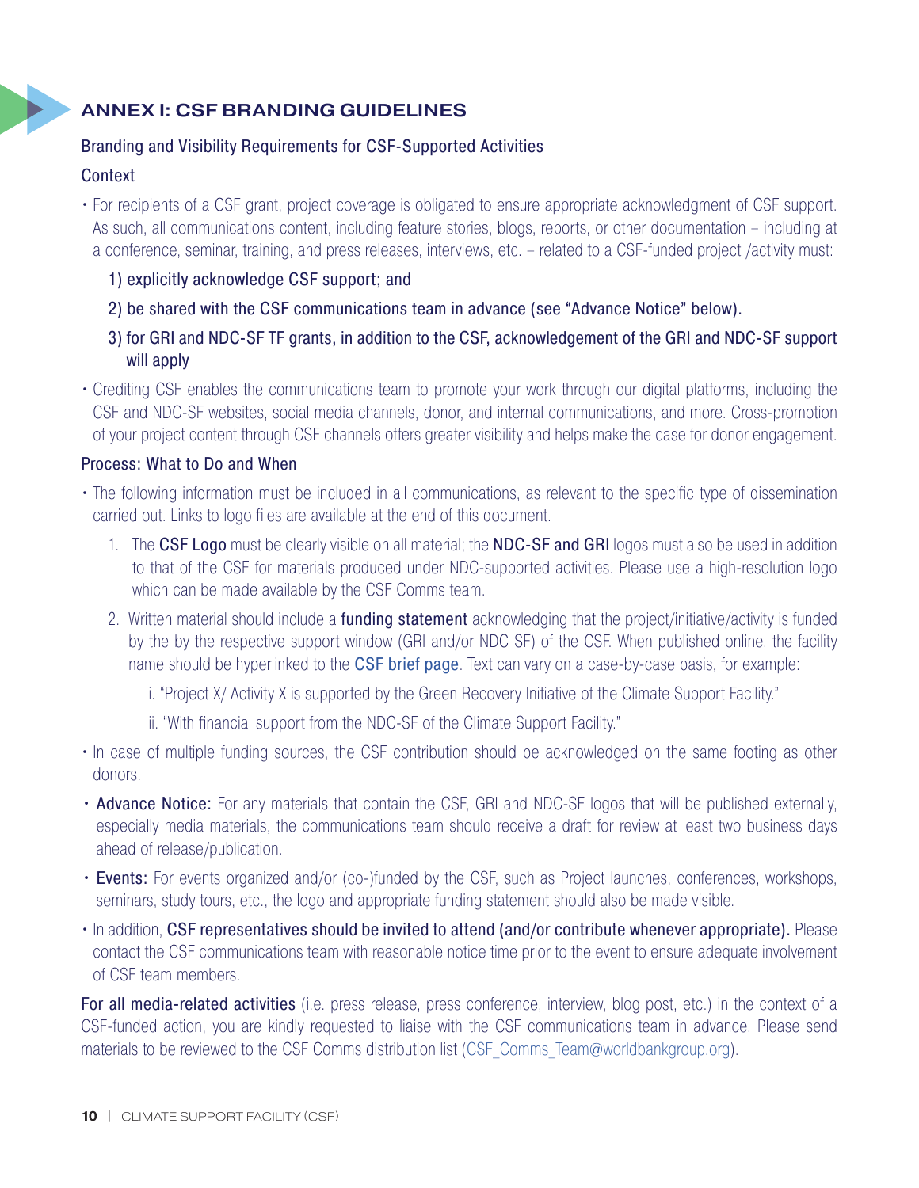## ANNEX I: CSF BRANDING GUIDELINES

### Branding and Visibility Requirements for CSF-Supported Activities

### Context

- For recipients of a CSF grant, project coverage is obligated to ensure appropriate acknowledgment of CSF support. As such, all communications content, including feature stories, blogs, reports, or other documentation – including at a conference, seminar, training, and press releases, interviews, etc. – related to a CSF-funded project /activity must:

  1) explicitly acknowledge CSF support; and

  2) be shared with the CSF communications team in advance (see "Advance Notice" below).

  3) for GRI and NDC-SF TF grants, in addition to the CSF, acknowledgement of the GRI and NDC-SF support will apply

- Crediting CSF enables the communications team to promote your work through our digital platforms, including the CSF and NDC-SF websites, social media channels, donor, and internal communications, and more. Cross-promotion of your project content through CSF channels offers greater visibility and helps make the case for donor engagement.

### Process: What to Do and When

- The following information must be included in all communications, as relevant to the specific type of dissemination carried out. Links to logo files are available at the end of this document.

  1. The **CSF Logo** must be clearly visible on all material; the **NDC-SF and GRI** logos must also be used in addition to that of the CSF for materials produced under NDC-supported activities. Please use a high-resolution logo which can be made available by the CSF Comms team.

  2. Written material should include a **funding statement** acknowledging that the project/initiative/activity is funded by the by the respective support window (GRI and/or NDC SF) of the CSF. When published online, the facility name should be hyperlinked to the CSF brief page. Text can vary on a case-by-case basis, for example:

     i. "Project X/ Activity X is supported by the Green Recovery Initiative of the Climate Support Facility."

     ii. "With financial support from the NDC-SF of the Climate Support Facility."

- In case of multiple funding sources, the CSF contribution should be acknowledged on the same footing as other donors.

- **Advance Notice:** For any materials that contain the CSF, GRI and NDC-SF logos that will be published externally, especially media materials, the communications team should receive a draft for review at least two business days ahead of release/publication.

- **Events:** For events organized and/or (co-)funded by the CSF, such as Project launches, conferences, workshops, seminars, study tours, etc., the logo and appropriate funding statement should also be made visible.

- In addition, **CSF representatives should be invited to attend (and/or contribute whenever appropriate).** Please contact the CSF communications team with reasonable notice time prior to the event to ensure adequate involvement of CSF team members.

**For all media-related activities** (i.e. press release, press conference, interview, blog post, etc.) in the context of a CSF-funded action, you are kindly requested to liaise with the CSF communications team in advance. Please send materials to be reviewed to the CSF Comms distribution list (CSF_Comms_Team@worldbankgroup.org).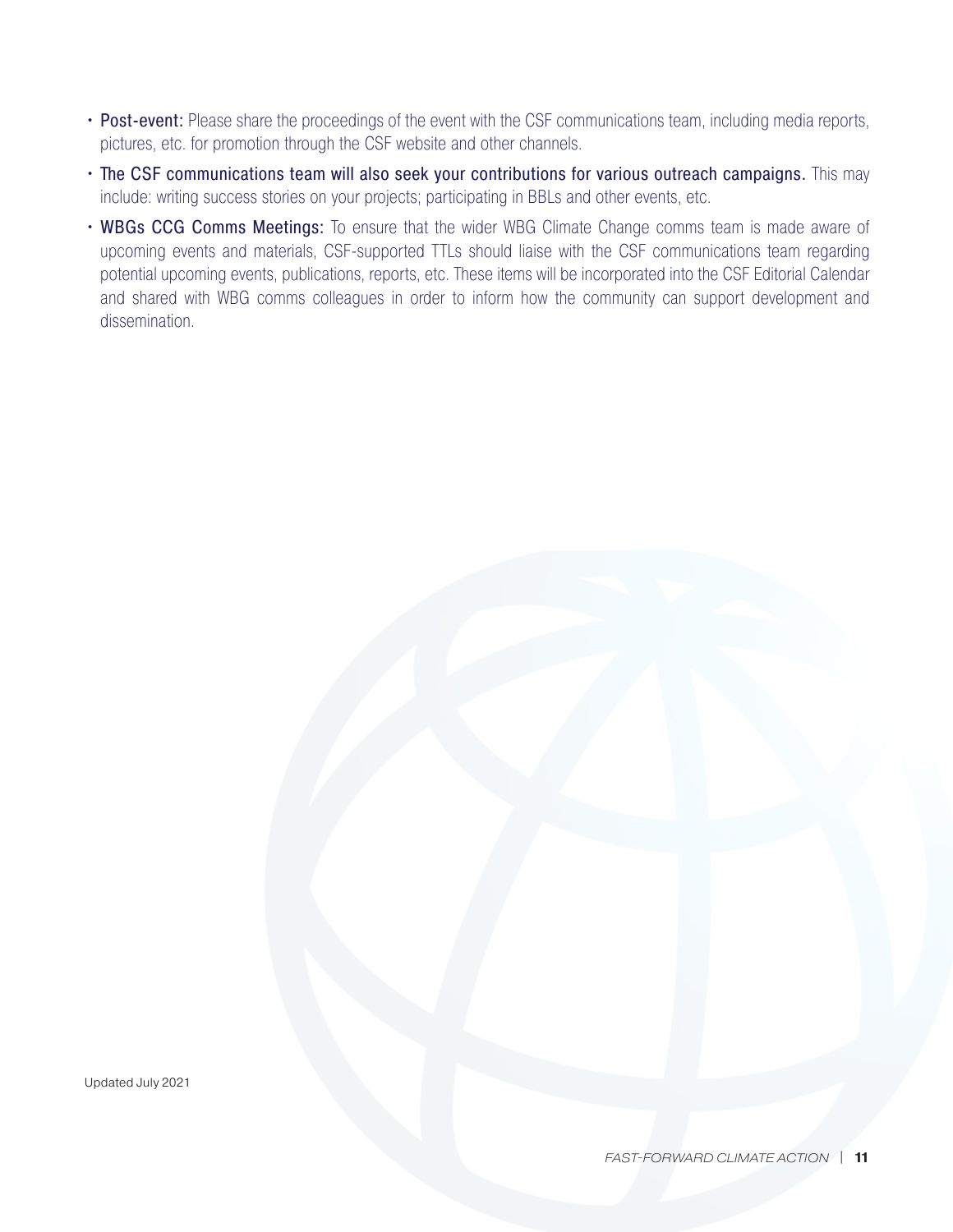- **Post-event:** Please share the proceedings of the event with the CSF communications team, including media reports, pictures, etc. for promotion through the CSF website and other channels.
- **The CSF communications team will also seek your contributions for various outreach campaigns.** This may include: writing success stories on your projects; participating in BBLs and other events, etc.
- **WBGs CCG Comms Meetings:** To ensure that the wider WBG Climate Change comms team is made aware of upcoming events and materials, CSF-supported TTLs should liaise with the CSF communications team regarding potential upcoming events, publications, reports, etc. These items will be incorporated into the CSF Editorial Calendar and shared with WBG comms colleagues in order to inform how the community can support development and dissemination.

Updated July 2021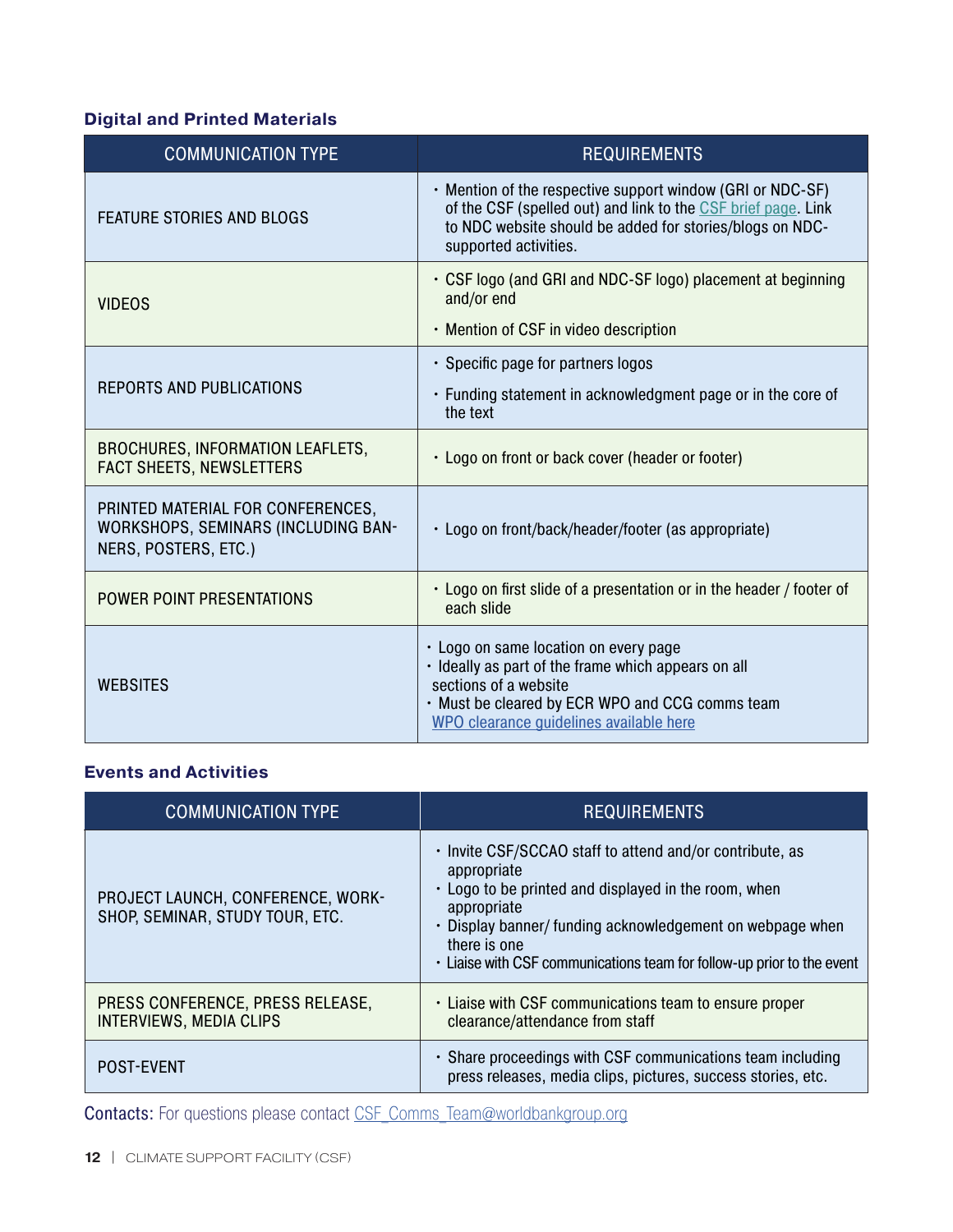### Digital and Printed Materials

| COMMUNICATION TYPE | REQUIREMENTS |
| --- | --- |
| FEATURE STORIES AND BLOGS | • Mention of the respective support window (GRI or NDC-SF) of the CSF (spelled out) and link to the CSF brief page. Link to NDC website should be added for stories/blogs on NDC-supported activities. |
| VIDEOS | • CSF logo (and GRI and NDC-SF logo) placement at beginning and/or end<br>• Mention of CSF in video description |
| REPORTS AND PUBLICATIONS | • Specific page for partners logos<br>• Funding statement in acknowledgment page or in the core of the text |
| BROCHURES, INFORMATION LEAFLETS, FACT SHEETS, NEWSLETTERS | • Logo on front or back cover (header or footer) |
| PRINTED MATERIAL FOR CONFERENCES, WORKSHOPS, SEMINARS (INCLUDING BANNERS, POSTERS, ETC.) | • Logo on front/back/header/footer (as appropriate) |
| POWER POINT PRESENTATIONS | • Logo on first slide of a presentation or in the header / footer of each slide |
| WEBSITES | • Logo on same location on every page<br>• Ideally as part of the frame which appears on all sections of a website<br>• Must be cleared by ECR WPO and CCG comms team<br>WPO clearance guidelines available here |

### Events and Activities

| COMMUNICATION TYPE | REQUIREMENTS |
| --- | --- |
| PROJECT LAUNCH, CONFERENCE, WORKSHOP, SEMINAR, STUDY TOUR, ETC. | • Invite CSF/SCCAO staff to attend and/or contribute, as appropriate<br>• Logo to be printed and displayed in the room, when appropriate<br>• Display banner/ funding acknowledgement on webpage when there is one<br>• Liaise with CSF communications team for follow-up prior to the event |
| PRESS CONFERENCE, PRESS RELEASE, INTERVIEWS, MEDIA CLIPS | • Liaise with CSF communications team to ensure proper clearance/attendance from staff |
| POST-EVENT | • Share proceedings with CSF communications team including press releases, media clips, pictures, success stories, etc. |

**Contacts:** For questions please contact CSF_Comms_Team@worldbankgroup.org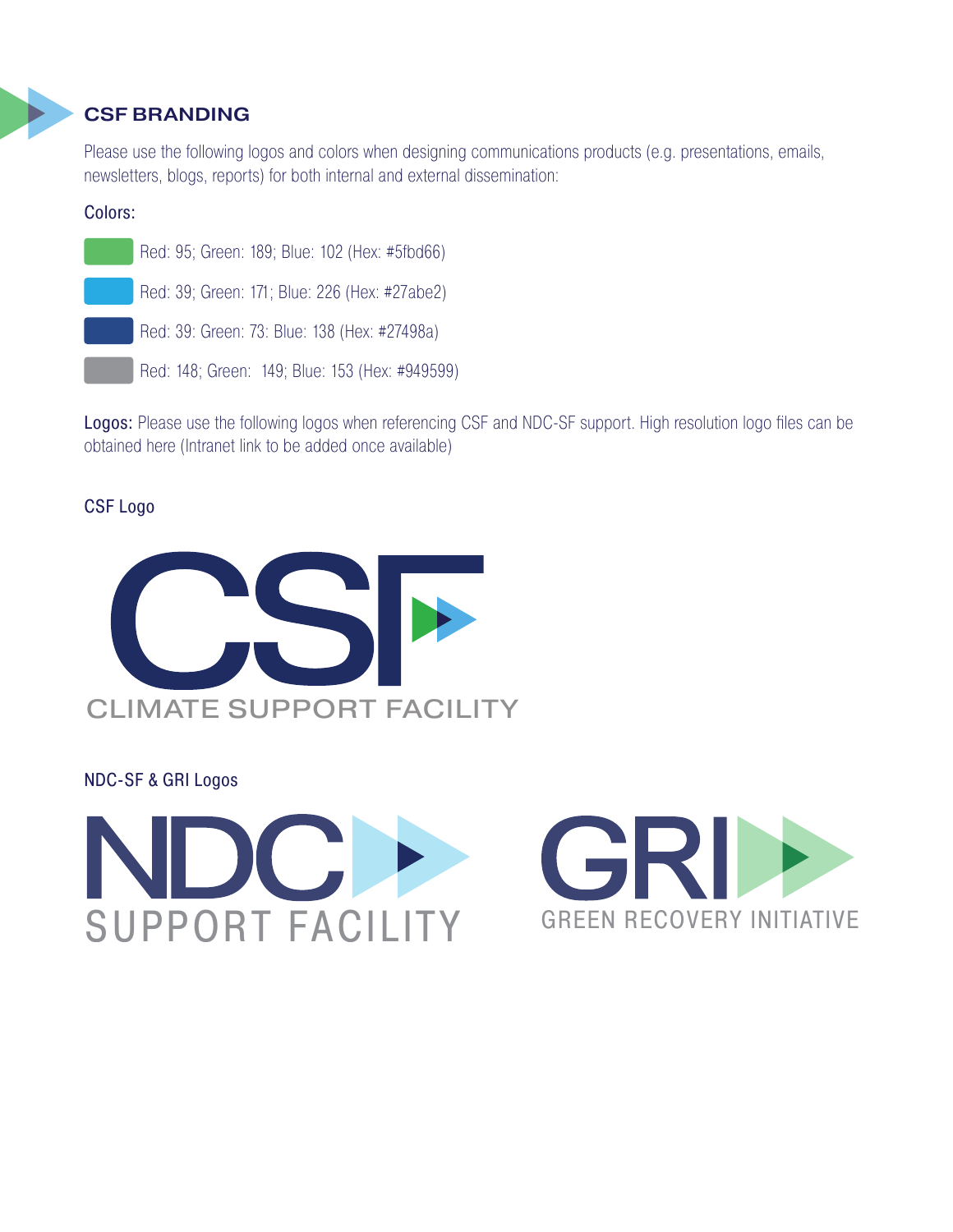## CSF BRANDING

Please use the following logos and colors when designing communications products (e.g. presentations, emails, newsletters, blogs, reports) for both internal and external dissemination:

Colors:

- Red: 95; Green: 189; Blue: 102 (Hex: #5fbd66)
- Red: 39; Green: 171; Blue: 226 (Hex: #27abe2)
- Red: 39: Green: 73: Blue: 138 (Hex: #27498a)
- Red: 148; Green: 149; Blue: 153 (Hex: #949599)

**Logos:** Please use the following logos when referencing CSF and NDC-SF support. High resolution logo files can be obtained here (Intranet link to be added once available)

CSF Logo

CSF
CLIMATE SUPPORT FACILITY

NDC-SF & GRI Logos

NDC
SUPPORT FACILITY

GRI
GREEN RECOVERY INITIATIVE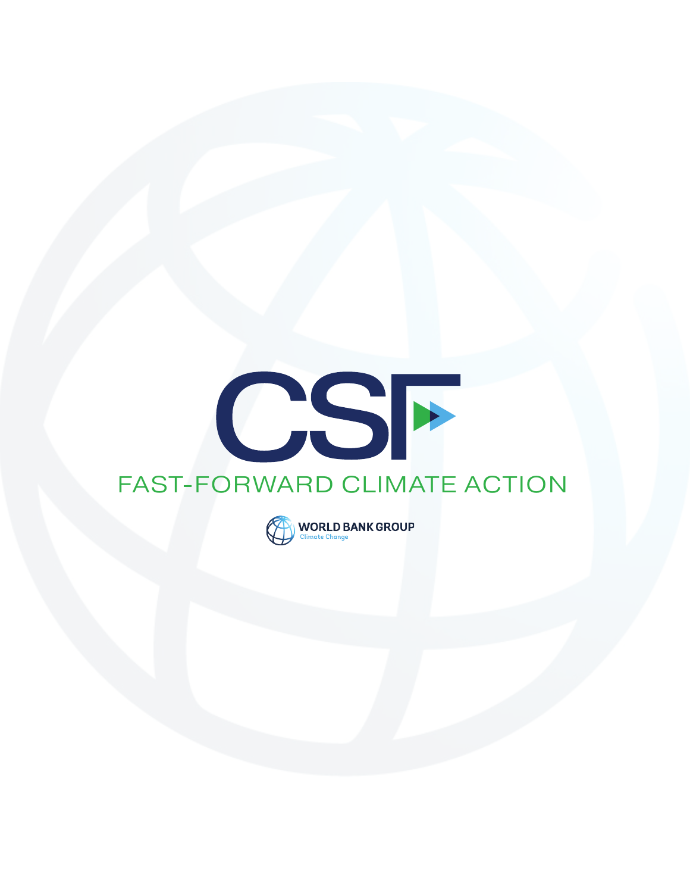CSF

FAST-FORWARD CLIMATE ACTION

WORLD BANK GROUP
Climate Change